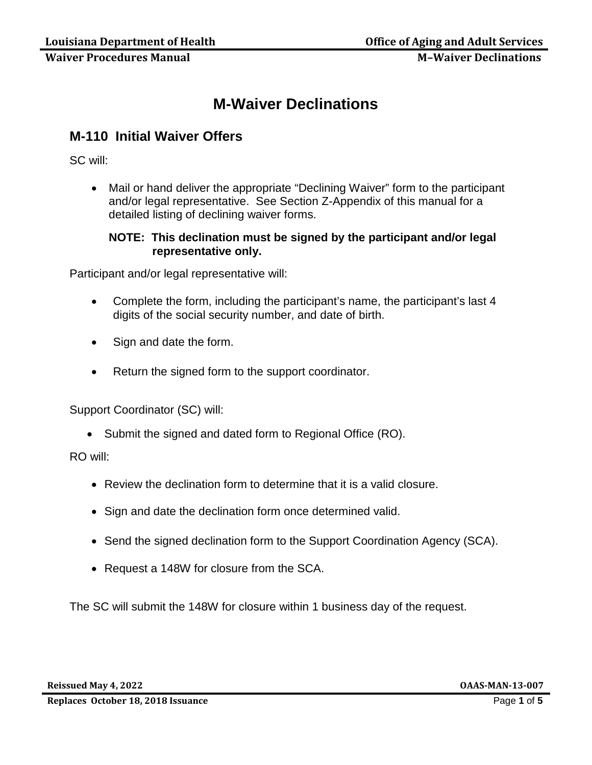# M-Waiver Declinations

## M-110 Initial Waiver Offers

SC will:

- Mail or hand deliver the appropriate “Declining Waiver” form to the participant and/or legal representative. See Section Z-Appendix of this manual for a detailed listing of declining waiver forms.

  **NOTE: This declination must be signed by the participant and/or legal representative only.**

Participant and/or legal representative will:

- Complete the form, including the participant’s name, the participant’s last 4 digits of the social security number, and date of birth.
- Sign and date the form.
- Return the signed form to the support coordinator.

Support Coordinator (SC) will:

- Submit the signed and dated form to Regional Office (RO).

RO will:

- Review the declination form to determine that it is a valid closure.
- Sign and date the declination form once determined valid.
- Send the signed declination form to the Support Coordination Agency (SCA).
- Request a 148W for closure from the SCA.

The SC will submit the 148W for closure within 1 business day of the request.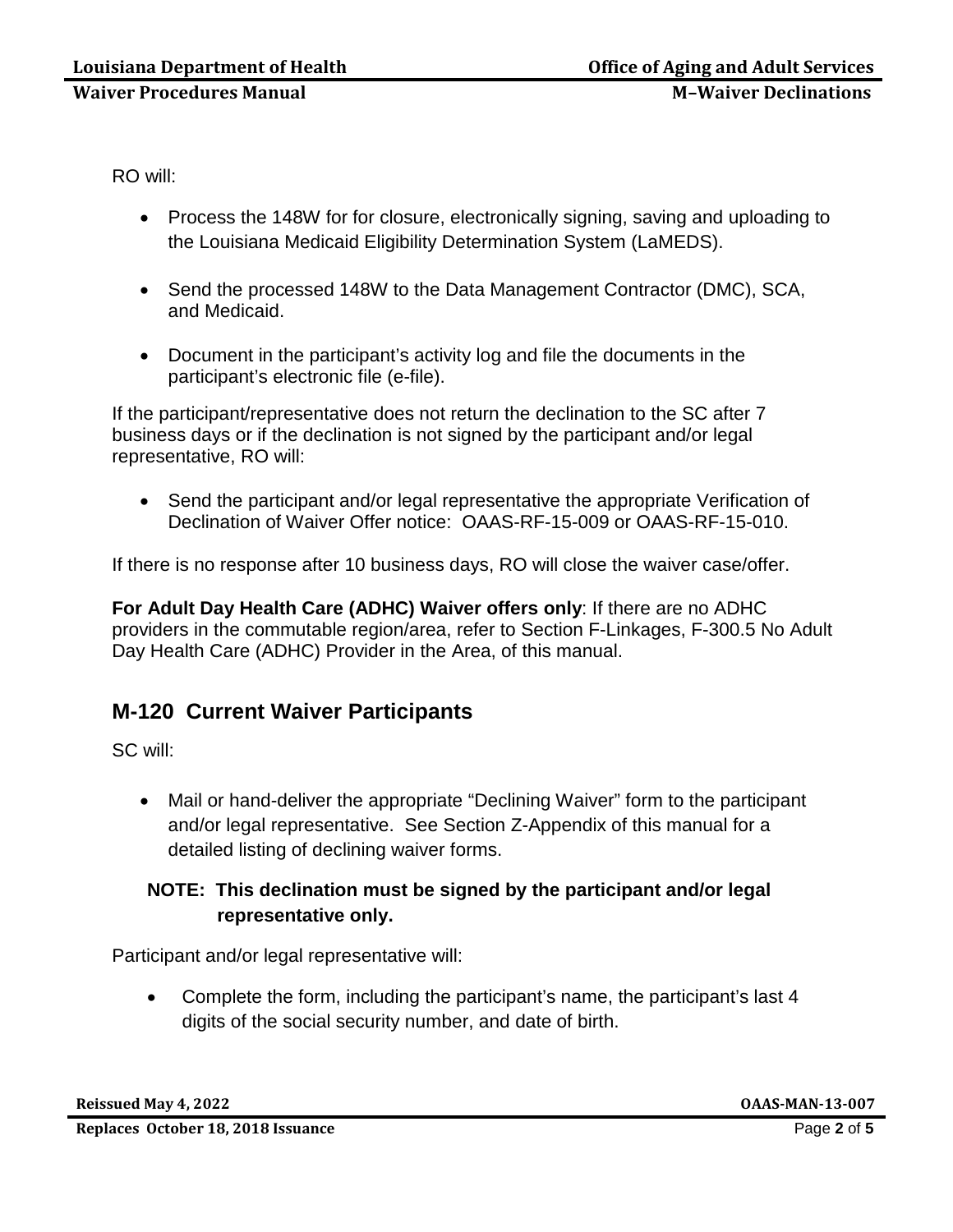RO will:

- Process the 148W for for closure, electronically signing, saving and uploading to the Louisiana Medicaid Eligibility Determination System (LaMEDS).

- Send the processed 148W to the Data Management Contractor (DMC), SCA, and Medicaid.

- Document in the participant's activity log and file the documents in the participant's electronic file (e-file).

If the participant/representative does not return the declination to the SC after 7 business days or if the declination is not signed by the participant and/or legal representative, RO will:

- Send the participant and/or legal representative the appropriate Verification of Declination of Waiver Offer notice: OAAS-RF-15-009 or OAAS-RF-15-010.

If there is no response after 10 business days, RO will close the waiver case/offer.

**For Adult Day Health Care (ADHC) Waiver offers only**: If there are no ADHC providers in the commutable region/area, refer to Section F-Linkages, F-300.5 No Adult Day Health Care (ADHC) Provider in the Area, of this manual.

## M-120 Current Waiver Participants

SC will:

- Mail or hand-deliver the appropriate "Declining Waiver" form to the participant and/or legal representative. See Section Z-Appendix of this manual for a detailed listing of declining waiver forms.

**NOTE: This declination must be signed by the participant and/or legal representative only.**

Participant and/or legal representative will:

- Complete the form, including the participant's name, the participant's last 4 digits of the social security number, and date of birth.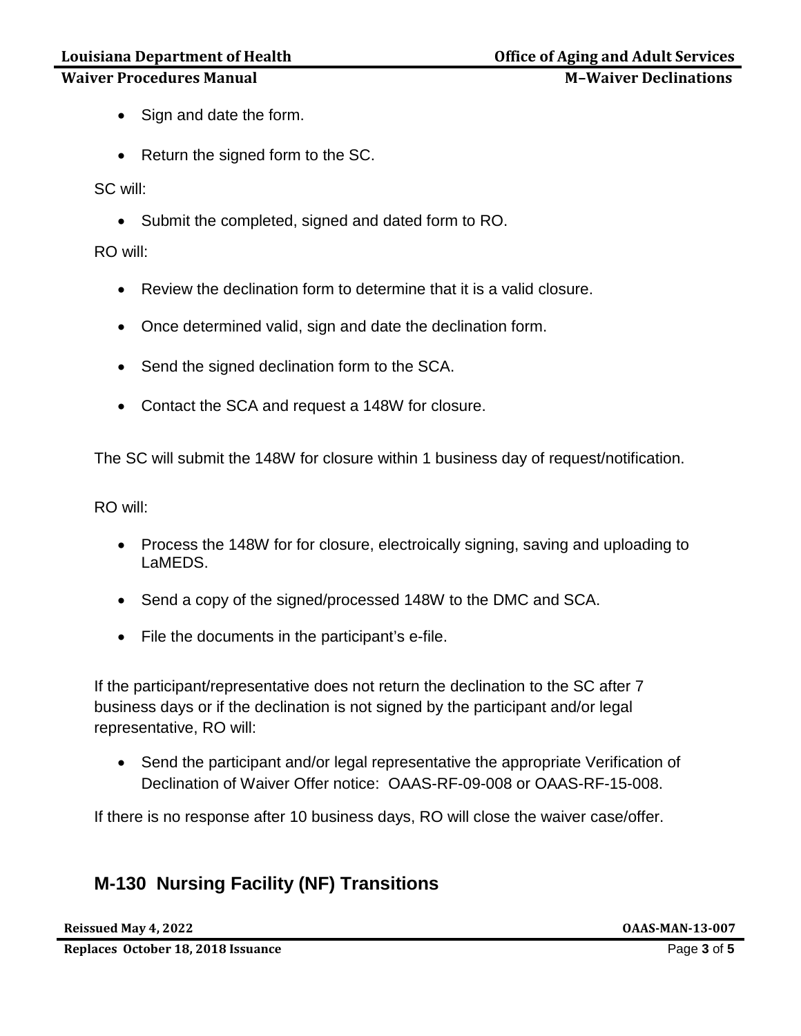- Sign and date the form.
- Return the signed form to the SC.

SC will:

- Submit the completed, signed and dated form to RO.

RO will:

- Review the declination form to determine that it is a valid closure.
- Once determined valid, sign and date the declination form.
- Send the signed declination form to the SCA.
- Contact the SCA and request a 148W for closure.

The SC will submit the 148W for closure within 1 business day of request/notification.

RO will:

- Process the 148W for for closure, electroically signing, saving and uploading to LaMEDS.
- Send a copy of the signed/processed 148W to the DMC and SCA.
- File the documents in the participant's e-file.

If the participant/representative does not return the declination to the SC after 7 business days or if the declination is not signed by the participant and/or legal representative, RO will:

- Send the participant and/or legal representative the appropriate Verification of Declination of Waiver Offer notice: OAAS-RF-09-008 or OAAS-RF-15-008.

If there is no response after 10 business days, RO will close the waiver case/offer.

## M-130 Nursing Facility (NF) Transitions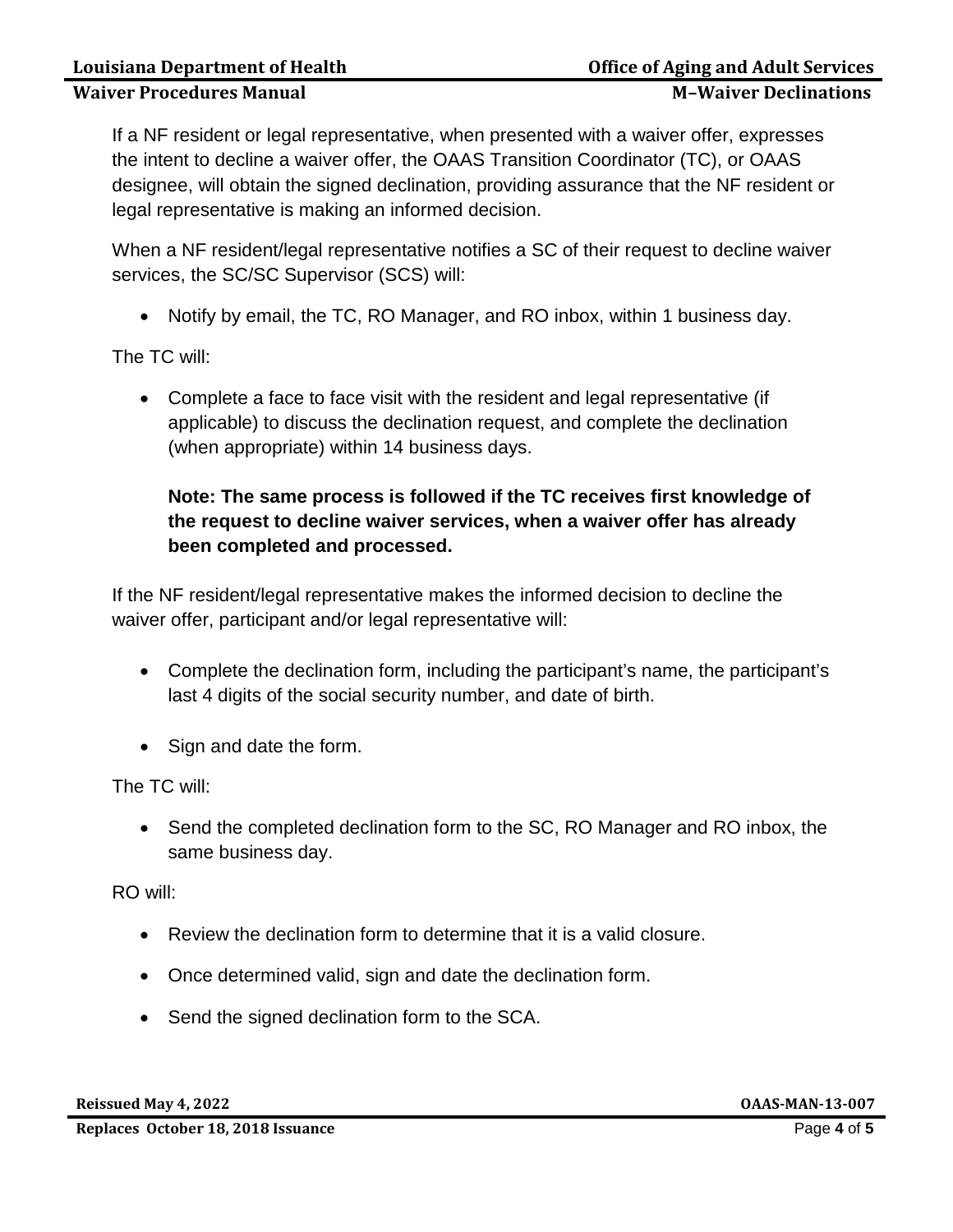If a NF resident or legal representative, when presented with a waiver offer, expresses the intent to decline a waiver offer, the OAAS Transition Coordinator (TC), or OAAS designee, will obtain the signed declination, providing assurance that the NF resident or legal representative is making an informed decision.

When a NF resident/legal representative notifies a SC of their request to decline waiver services, the SC/SC Supervisor (SCS) will:

- Notify by email, the TC, RO Manager, and RO inbox, within 1 business day.

The TC will:

- Complete a face to face visit with the resident and legal representative (if applicable) to discuss the declination request, and complete the declination (when appropriate) within 14 business days.

  **Note: The same process is followed if the TC receives first knowledge of the request to decline waiver services, when a waiver offer has already been completed and processed.**

If the NF resident/legal representative makes the informed decision to decline the waiver offer, participant and/or legal representative will:

- Complete the declination form, including the participant's name, the participant's last 4 digits of the social security number, and date of birth.
- Sign and date the form.

The TC will:

- Send the completed declination form to the SC, RO Manager and RO inbox, the same business day.

RO will:

- Review the declination form to determine that it is a valid closure.
- Once determined valid, sign and date the declination form.
- Send the signed declination form to the SCA.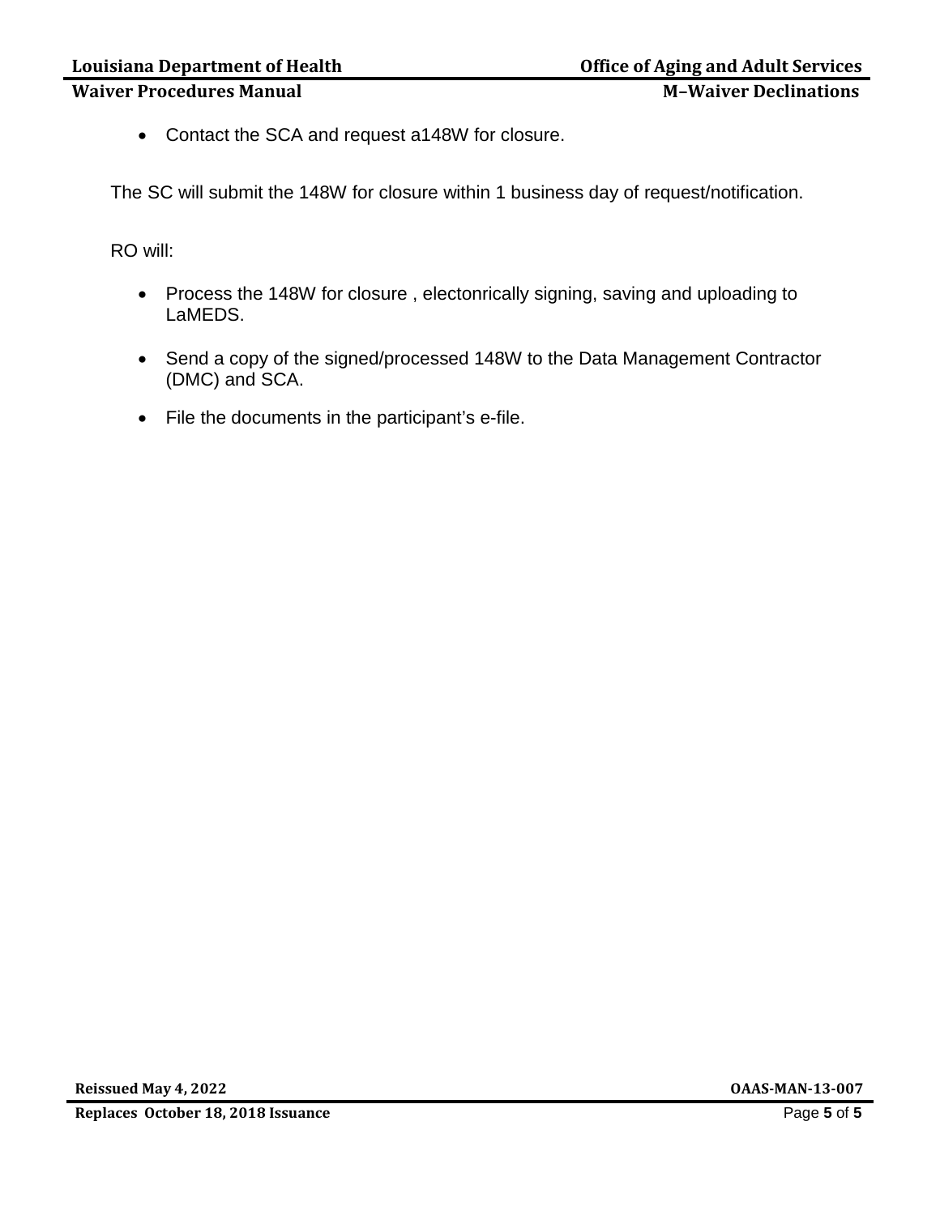- Contact the SCA and request a148W for closure.

The SC will submit the 148W for closure within 1 business day of request/notification.

RO will:

- Process the 148W for closure , electonrically signing, saving and uploading to LaMEDS.
- Send a copy of the signed/processed 148W to the Data Management Contractor (DMC) and SCA.
- File the documents in the participant's e-file.